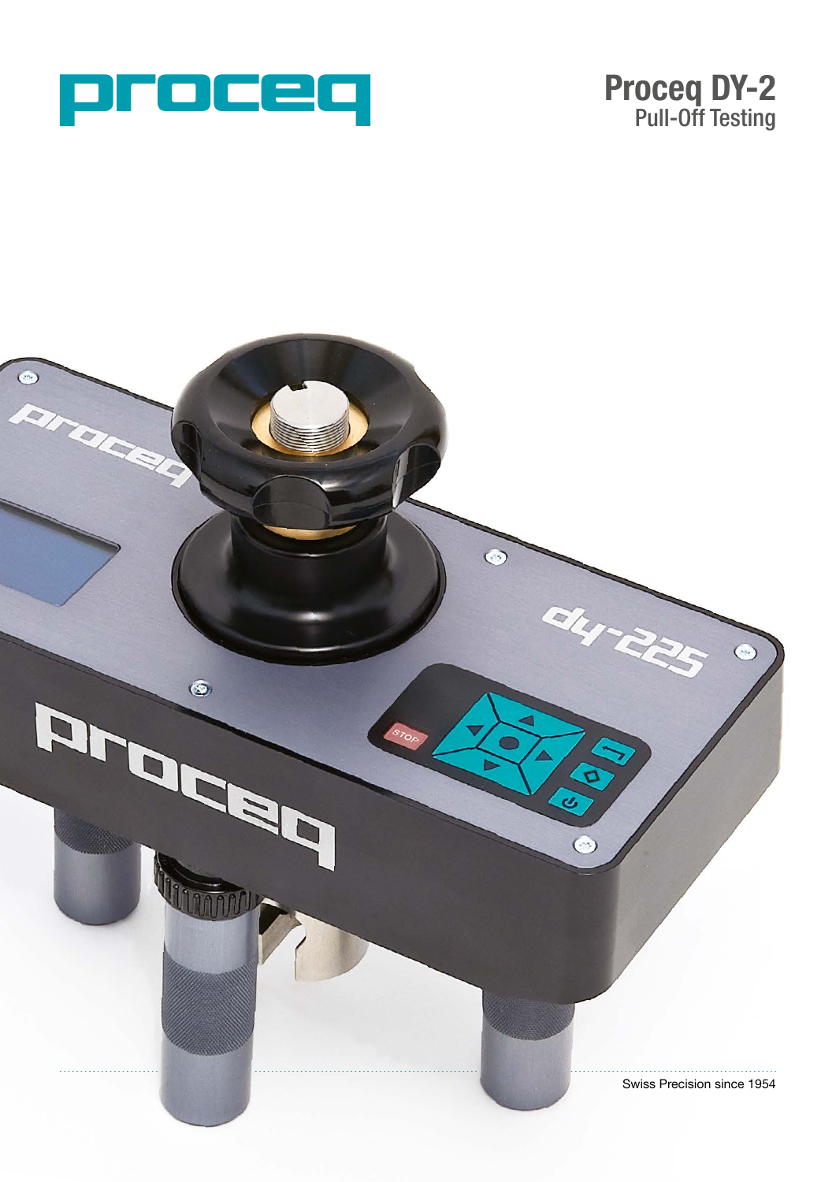proceq

# Proceq DY-2
## Pull-Off Testing

Swiss Precision since 1954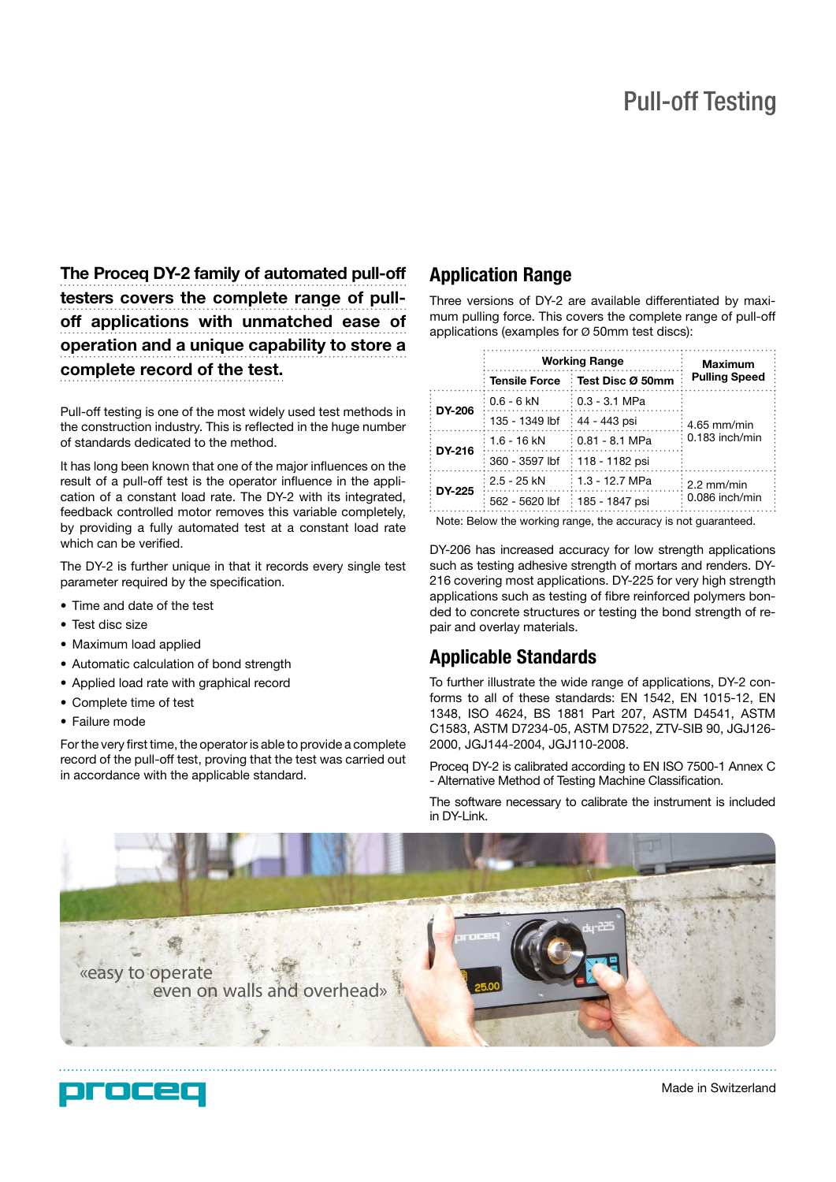# Pull-off Testing

**The Proceq DY-2 family of automated pull-off testers covers the complete range of pull-off applications with unmatched ease of operation and a unique capability to store a complete record of the test.**

Pull-off testing is one of the most widely used test methods in the construction industry. This is reflected in the huge number of standards dedicated to the method.

It has long been known that one of the major influences on the result of a pull-off test is the operator influence in the application of a constant load rate. The DY-2 with its integrated, feedback controlled motor removes this variable completely, by providing a fully automated test at a constant load rate which can be verified.

The DY-2 is further unique in that it records every single test parameter required by the specification.

- Time and date of the test
- Test disc size
- Maximum load applied
- Automatic calculation of bond strength
- Applied load rate with graphical record
- Complete time of test
- Failure mode

For the very first time, the operator is able to provide a complete record of the pull-off test, proving that the test was carried out in accordance with the applicable standard.

## Application Range

Three versions of DY-2 are available differentiated by maximum pulling force. This covers the complete range of pull-off applications (examples for Ø 50mm test discs):

| | Working Range | | Maximum Pulling Speed |
|---|---|---|---|
| | Tensile Force | Test Disc Ø 50mm | |
| DY-206 | 0.6 - 6 kN | 0.3 - 3.1 MPa | 4.65 mm/min<br>0.183 inch/min |
| | 135 - 1349 lbf | 44 - 443 psi | |
| DY-216 | 1.6 - 16 kN | 0.81 - 8.1 MPa | |
| | 360 - 3597 lbf | 118 - 1182 psi | |
| DY-225 | 2.5 - 25 kN | 1.3 - 12.7 MPa | 2.2 mm/min<br>0.086 inch/min |
| | 562 - 5620 lbf | 185 - 1847 psi | |

Note: Below the working range, the accuracy is not guaranteed.

DY-206 has increased accuracy for low strength applications such as testing adhesive strength of mortars and renders. DY-216 covering most applications. DY-225 for very high strength applications such as testing of fibre reinforced polymers bonded to concrete structures or testing the bond strength of repair and overlay materials.

## Applicable Standards

To further illustrate the wide range of applications, DY-2 conforms to all of these standards: EN 1542, EN 1015-12, EN 1348, ISO 4624, BS 1881 Part 207, ASTM D4541, ASTM C1583, ASTM D7234-05, ASTM D7522, ZTV-SIB 90, JGJ126-2000, JGJ144-2004, JGJ110-2008.

Proceq DY-2 is calibrated according to EN ISO 7500-1 Annex C - Alternative Method of Testing Machine Classification.

The software necessary to calibrate the instrument is included in DY-Link.

«easy to operate even on walls and overhead»

Made in Switzerland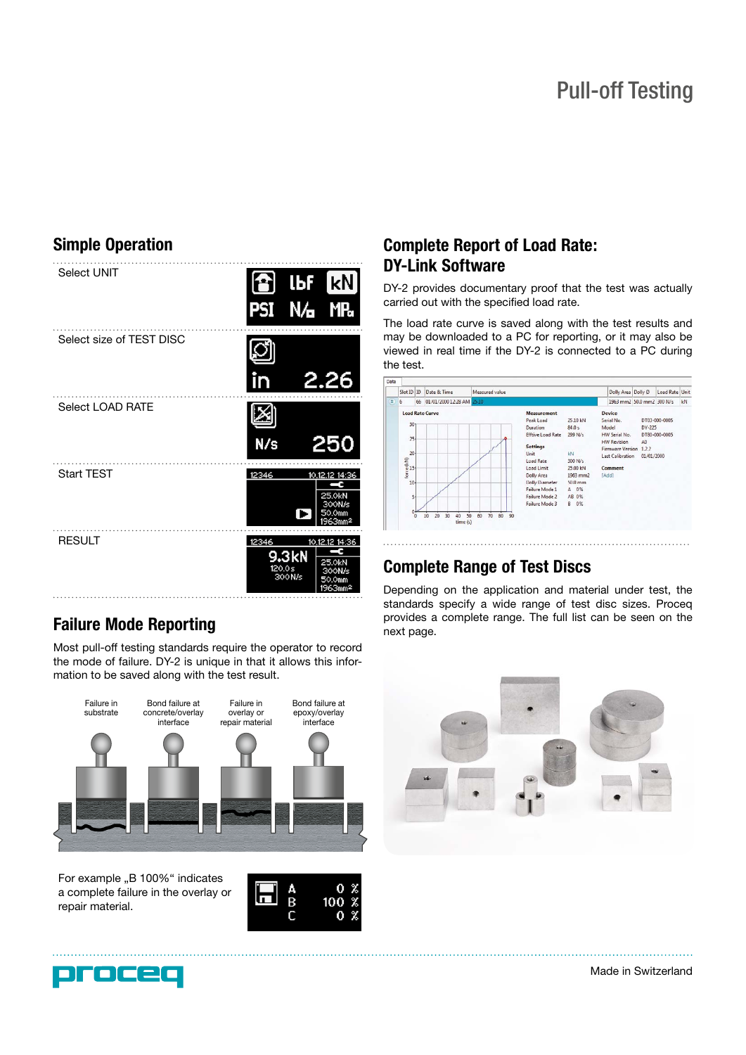# Pull-off Testing

## Simple Operation

| | |
|---|---|
| Select UNIT | lbf kN PSI N/□ MPa |
| Select size of TEST DISC | in 2.26 |
| Select LOAD RATE | N/s 250 |
| Start TEST | 12346 10.12.12 14:36 25.0kN 300N/s 50.0mm 1963mm² |
| RESULT | 12346 10.12.12 14:36 9.3kN 120.0s 300N/s 25.0kN 300N/s 50.0mm 1963mm² |

## Failure Mode Reporting

Most pull-off testing standards require the operator to record the mode of failure. DY-2 is unique in that it allows this information to be saved along with the test result.

Failure in substrate | Bond failure at concrete/overlay interface | Failure in overlay or repair material | Bond failure at epoxy/overlay interface

For example „B 100%" indicates a complete failure in the overlay or repair material.

A 0 %
B 100 %
C 0 %

## Complete Report of Load Rate: DY-Link Software

DY-2 provides documentary proof that the test was actually carried out with the specified load rate.

The load rate curve is saved along with the test results and may be downloaded to a PC for reporting, or it may also be viewed in real time if the DY-2 is connected to a PC during the test.

## Complete Range of Test Discs

Depending on the application and material under test, the standards specify a wide range of test disc sizes. Proceq provides a complete range. The full list can be seen on the next page.

Made in Switzerland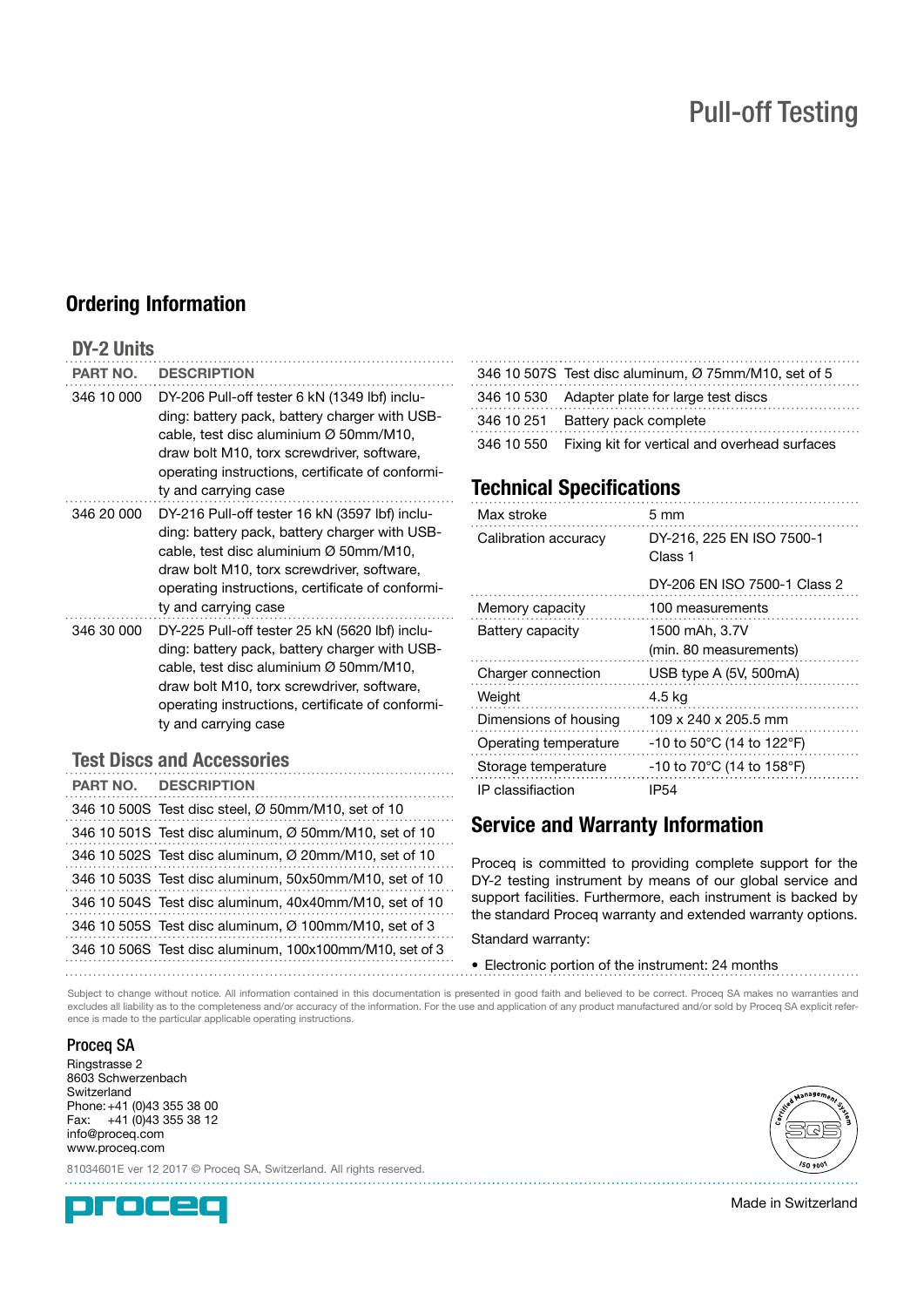# Pull-off Testing

## Ordering Information

### DY-2 Units

| PART NO. | DESCRIPTION |
|---|---|
| 346 10 000 | DY-206 Pull-off tester 6 kN (1349 lbf) including: battery pack, battery charger with USB-cable, test disc aluminium Ø 50mm/M10, draw bolt M10, torx screwdriver, software, operating instructions, certificate of conformity and carrying case |
| 346 20 000 | DY-216 Pull-off tester 16 kN (3597 lbf) including: battery pack, battery charger with USB-cable, test disc aluminium Ø 50mm/M10, draw bolt M10, torx screwdriver, software, operating instructions, certificate of conformity and carrying case |
| 346 30 000 | DY-225 Pull-off tester 25 kN (5620 lbf) including: battery pack, battery charger with USB-cable, test disc aluminium Ø 50mm/M10, draw bolt M10, torx screwdriver, software, operating instructions, certificate of conformity and carrying case |

### Test Discs and Accessories

| PART NO. | DESCRIPTION |
|---|---|
| 346 10 500S | Test disc steel, Ø 50mm/M10, set of 10 |
| 346 10 501S | Test disc aluminum, Ø 50mm/M10, set of 10 |
| 346 10 502S | Test disc aluminum, Ø 20mm/M10, set of 10 |
| 346 10 503S | Test disc aluminum, 50x50mm/M10, set of 10 |
| 346 10 504S | Test disc aluminum, 40x40mm/M10, set of 10 |
| 346 10 505S | Test disc aluminum, Ø 100mm/M10, set of 3 |
| 346 10 506S | Test disc aluminum, 100x100mm/M10, set of 3 |
| 346 10 507S | Test disc aluminum, Ø 75mm/M10, set of 5 |
| 346 10 530 | Adapter plate for large test discs |
| 346 10 251 | Battery pack complete |
| 346 10 550 | Fixing kit for vertical and overhead surfaces |

## Technical Specifications

| | |
|---|---|
| Max stroke | 5 mm |
| Calibration accuracy | DY-216, 225 EN ISO 7500-1 Class 1<br>DY-206 EN ISO 7500-1 Class 2 |
| Memory capacity | 100 measurements |
| Battery capacity | 1500 mAh, 3.7V (min. 80 measurements) |
| Charger connection | USB type A (5V, 500mA) |
| Weight | 4.5 kg |
| Dimensions of housing | 109 x 240 x 205.5 mm |
| Operating temperature | -10 to 50°C (14 to 122°F) |
| Storage temperature | -10 to 70°C (14 to 158°F) |
| IP classifiaction | IP54 |

## Service and Warranty Information

Proceq is committed to providing complete support for the DY-2 testing instrument by means of our global service and support facilities. Furthermore, each instrument is backed by the standard Proceq warranty and extended warranty options.

Standard warranty:

- Electronic portion of the instrument: 24 months

Subject to change without notice. All information contained in this documentation is presented in good faith and believed to be correct. Proceq SA makes no warranties and excludes all liability as to the completeness and/or accuracy of the information. For the use and application of any product manufactured and/or sold by Proceq SA explicit reference is made to the particular applicable operating instructions.

**Proceq SA**
Ringstrasse 2
8603 Schwerzenbach
Switzerland
Phone: +41 (0)43 355 38 00
Fax: +41 (0)43 355 38 12
info@proceq.com
www.proceq.com

81034601E ver 12 2017 © Proceq SA, Switzerland. All rights reserved.

Made in Switzerland